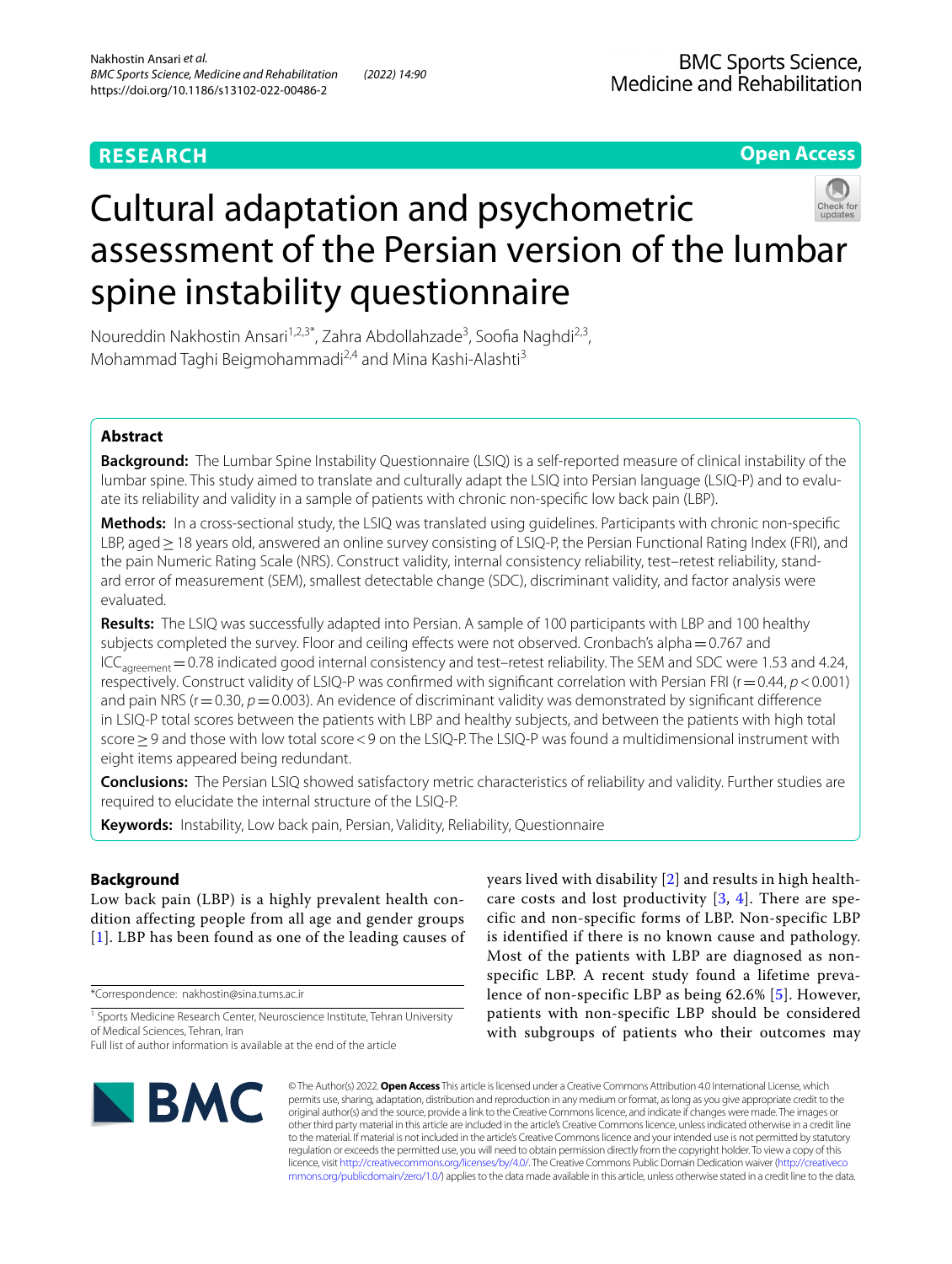RESEARCH

Open Access

# Cultural adaptation and psychometric assessment of the Persian version of the lumbar spine instability questionnaire

Noureddin Nakhostin Ansari[1,2,3*], Zahra Abdollahzade[3], Soofia Naghdi[2,3], Mohammad Taghi Beigmohammadi[2,4] and Mina Kashi-Alashti[3]

## Abstract

**Background:** The Lumbar Spine Instability Questionnaire (LSIQ) is a self-reported measure of clinical instability of the lumbar spine. This study aimed to translate and culturally adapt the LSIQ into Persian language (LSIQ-P) and to evaluate its reliability and validity in a sample of patients with chronic non-specific low back pain (LBP).

**Methods:** In a cross-sectional study, the LSIQ was translated using guidelines. Participants with chronic non-specific LBP, aged ≥ 18 years old, answered an online survey consisting of LSIQ-P, the Persian Functional Rating Index (FRI), and the pain Numeric Rating Scale (NRS). Construct validity, internal consistency reliability, test–retest reliability, standard error of measurement (SEM), smallest detectable change (SDC), discriminant validity, and factor analysis were evaluated.

**Results:** The LSIQ was successfully adapted into Persian. A sample of 100 participants with LBP and 100 healthy subjects completed the survey. Floor and ceiling effects were not observed. Cronbach's alpha = 0.767 and $ICC_{agreement}$ = 0.78 indicated good internal consistency and test–retest reliability. The SEM and SDC were 1.53 and 4.24, respectively. Construct validity of LSIQ-P was confirmed with significant correlation with Persian FRI ($r = 0.44$, $p < 0.001$) and pain NRS ($r = 0.30$, $p = 0.003$). An evidence of discriminant validity was demonstrated by significant difference in LSIQ-P total scores between the patients with LBP and healthy subjects, and between the patients with high total score ≥ 9 and those with low total score < 9 on the LSIQ-P. The LSIQ-P was found a multidimensional instrument with eight items appeared being redundant.

**Conclusions:** The Persian LSIQ showed satisfactory metric characteristics of reliability and validity. Further studies are required to elucidate the internal structure of the LSIQ-P.

**Keywords:** Instability, Low back pain, Persian, Validity, Reliability, Questionnaire

## Background

Low back pain (LBP) is a highly prevalent health condition affecting people from all age and gender groups [1]. LBP has been found as one of the leading causes of years lived with disability [2] and results in high healthcare costs and lost productivity [3, 4]. There are specific and non-specific forms of LBP. Non-specific LBP is identified if there is no known cause and pathology. Most of the patients with LBP are diagnosed as non-specific LBP. A recent study found a lifetime prevalence of non-specific LBP as being 62.6% [5]. However, patients with non-specific LBP should be considered with subgroups of patients who their outcomes may

*Correspondence: nakhostin@sina.tums.ac.ir

[1] Sports Medicine Research Center, Neuroscience Institute, Tehran University of Medical Sciences, Tehran, Iran

Full list of author information is available at the end of the article

© The Author(s) 2022. **Open Access** This article is licensed under a Creative Commons Attribution 4.0 International License, which permits use, sharing, adaptation, distribution and reproduction in any medium or format, as long as you give appropriate credit to the original author(s) and the source, provide a link to the Creative Commons licence, and indicate if changes were made. The images or other third party material in this article are included in the article's Creative Commons licence, unless indicated otherwise in a credit line to the material. If material is not included in the article's Creative Commons licence and your intended use is not permitted by statutory regulation or exceeds the permitted use, you will need to obtain permission directly from the copyright holder. To view a copy of this licence, visit http://creativecommons.org/licenses/by/4.0/. The Creative Commons Public Domain Dedication waiver (http://creativecommons.org/publicdomain/zero/1.0/) applies to the data made available in this article, unless otherwise stated in a credit line to the data.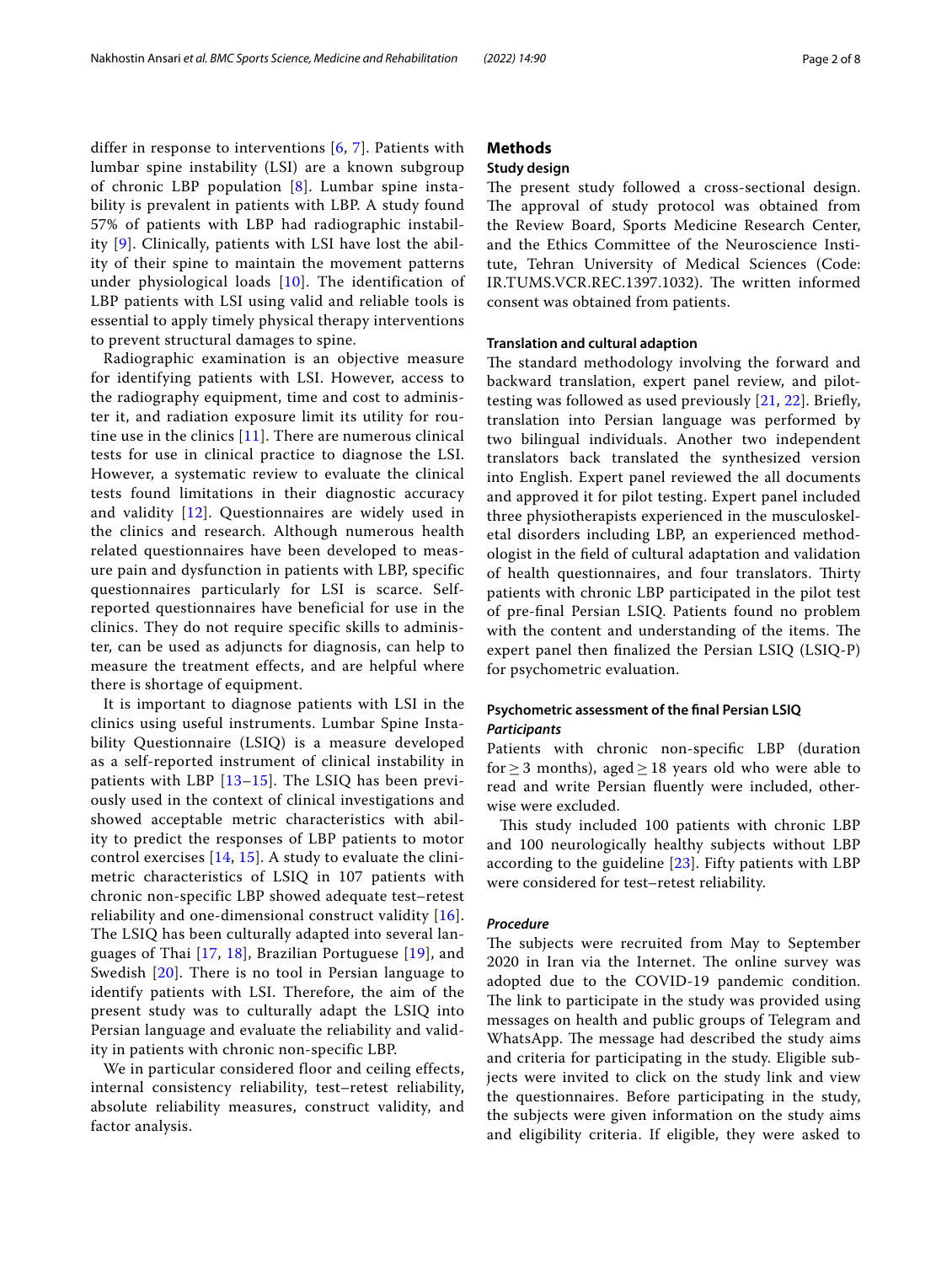differ in response to interventions [6, 7]. Patients with lumbar spine instability (LSI) are a known subgroup of chronic LBP population [8]. Lumbar spine instability is prevalent in patients with LBP. A study found 57% of patients with LBP had radiographic instability [9]. Clinically, patients with LSI have lost the ability of their spine to maintain the movement patterns under physiological loads [10]. The identification of LBP patients with LSI using valid and reliable tools is essential to apply timely physical therapy interventions to prevent structural damages to spine.

Radiographic examination is an objective measure for identifying patients with LSI. However, access to the radiography equipment, time and cost to administer it, and radiation exposure limit its utility for routine use in the clinics [11]. There are numerous clinical tests for use in clinical practice to diagnose the LSI. However, a systematic review to evaluate the clinical tests found limitations in their diagnostic accuracy and validity [12]. Questionnaires are widely used in the clinics and research. Although numerous health related questionnaires have been developed to measure pain and dysfunction in patients with LBP, specific questionnaires particularly for LSI is scarce. Self-reported questionnaires have beneficial for use in the clinics. They do not require specific skills to administer, can be used as adjuncts for diagnosis, can help to measure the treatment effects, and are helpful where there is shortage of equipment.

It is important to diagnose patients with LSI in the clinics using useful instruments. Lumbar Spine Instability Questionnaire (LSIQ) is a measure developed as a self-reported instrument of clinical instability in patients with LBP [13–15]. The LSIQ has been previously used in the context of clinical investigations and showed acceptable metric characteristics with ability to predict the responses of LBP patients to motor control exercises [14, 15]. A study to evaluate the clinimetric characteristics of LSIQ in 107 patients with chronic non-specific LBP showed adequate test–retest reliability and one-dimensional construct validity [16]. The LSIQ has been culturally adapted into several languages of Thai [17, 18], Brazilian Portuguese [19], and Swedish [20]. There is no tool in Persian language to identify patients with LSI. Therefore, the aim of the present study was to culturally adapt the LSIQ into Persian language and evaluate the reliability and validity in patients with chronic non-specific LBP.

We in particular considered floor and ceiling effects, internal consistency reliability, test–retest reliability, absolute reliability measures, construct validity, and factor analysis.

## Methods

### Study design

The present study followed a cross-sectional design. The approval of study protocol was obtained from the Review Board, Sports Medicine Research Center, and the Ethics Committee of the Neuroscience Institute, Tehran University of Medical Sciences (Code: IR.TUMS.VCR.REC.1397.1032). The written informed consent was obtained from patients.

### Translation and cultural adaption

The standard methodology involving the forward and backward translation, expert panel review, and pilot-testing was followed as used previously [21, 22]. Briefly, translation into Persian language was performed by two bilingual individuals. Another two independent translators back translated the synthesized version into English. Expert panel reviewed the all documents and approved it for pilot testing. Expert panel included three physiotherapists experienced in the musculoskeletal disorders including LBP, an experienced methodologist in the field of cultural adaptation and validation of health questionnaires, and four translators. Thirty patients with chronic LBP participated in the pilot test of pre-final Persian LSIQ. Patients found no problem with the content and understanding of the items. The expert panel then finalized the Persian LSIQ (LSIQ-P) for psychometric evaluation.

### Psychometric assessment of the final Persian LSIQ

#### *Participants*

Patients with chronic non-specific LBP (duration for $\geq 3$ months), aged $\geq 18$ years old who were able to read and write Persian fluently were included, otherwise were excluded.

This study included 100 patients with chronic LBP and 100 neurologically healthy subjects without LBP according to the guideline [23]. Fifty patients with LBP were considered for test–retest reliability.

#### *Procedure*

The subjects were recruited from May to September 2020 in Iran via the Internet. The online survey was adopted due to the COVID-19 pandemic condition. The link to participate in the study was provided using messages on health and public groups of Telegram and WhatsApp. The message had described the study aims and criteria for participating in the study. Eligible subjects were invited to click on the study link and view the questionnaires. Before participating in the study, the subjects were given information on the study aims and eligibility criteria. If eligible, they were asked to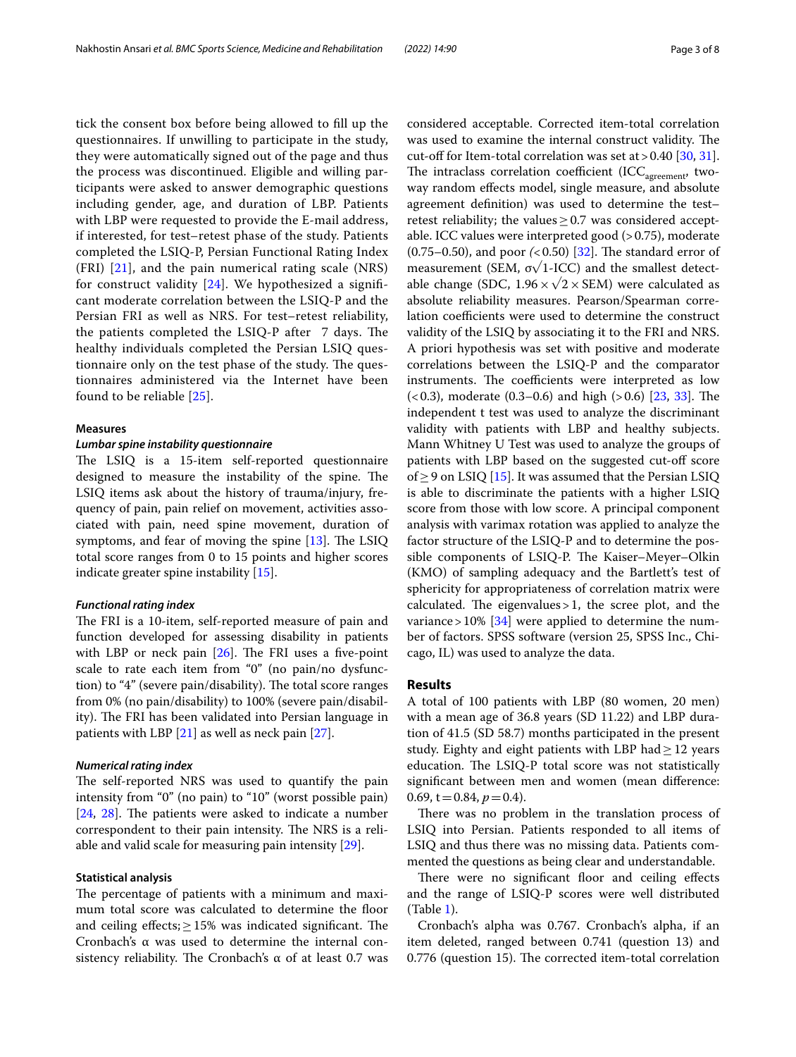tick the consent box before being allowed to fill up the questionnaires. If unwilling to participate in the study, they were automatically signed out of the page and thus the process was discontinued. Eligible and willing participants were asked to answer demographic questions including gender, age, and duration of LBP. Patients with LBP were requested to provide the E-mail address, if interested, for test–retest phase of the study. Patients completed the LSIQ-P, Persian Functional Rating Index (FRI) [21], and the pain numerical rating scale (NRS) for construct validity [24]. We hypothesized a significant moderate correlation between the LSIQ-P and the Persian FRI as well as NRS. For test–retest reliability, the patients completed the LSIQ-P after 7 days. The healthy individuals completed the Persian LSIQ questionnaire only on the test phase of the study. The questionnaires administered via the Internet have been found to be reliable [25].

### Measures

#### *Lumbar spine instability questionnaire*

The LSIQ is a 15-item self-reported questionnaire designed to measure the instability of the spine. The LSIQ items ask about the history of trauma/injury, frequency of pain, pain relief on movement, activities associated with pain, need spine movement, duration of symptoms, and fear of moving the spine [13]. The LSIQ total score ranges from 0 to 15 points and higher scores indicate greater spine instability [15].

#### *Functional rating index*

The FRI is a 10-item, self-reported measure of pain and function developed for assessing disability in patients with LBP or neck pain [26]. The FRI uses a five-point scale to rate each item from "0" (no pain/no dysfunction) to "4" (severe pain/disability). The total score ranges from 0% (no pain/disability) to 100% (severe pain/disability). The FRI has been validated into Persian language in patients with LBP [21] as well as neck pain [27].

#### *Numerical rating index*

The self-reported NRS was used to quantify the pain intensity from "0" (no pain) to "10" (worst possible pain) [24, 28]. The patients were asked to indicate a number correspondent to their pain intensity. The NRS is a reliable and valid scale for measuring pain intensity [29].

### Statistical analysis

The percentage of patients with a minimum and maximum total score was calculated to determine the floor and ceiling effects; $\geq 15\%$ was indicated significant. The Cronbach's α was used to determine the internal consistency reliability. The Cronbach's α of at least 0.7 was considered acceptable. Corrected item-total correlation was used to examine the internal construct validity. The cut-off for Item-total correlation was set at > 0.40 [30, 31]. The intraclass correlation coefficient ($ICC_{agreement}$, two-way random effects model, single measure, and absolute agreement definition) was used to determine the test–retest reliability; the values $\geq 0.7$ was considered acceptable. ICC values were interpreted good (> 0.75), moderate (0.75–0.50), and poor *(*< 0.50) [32]. The standard error of measurement (SEM, $\sigma\sqrt{1\text{-ICC}}$) and the smallest detectable change (SDC, $1.96 \times \sqrt{2} \times \text{SEM}$) were calculated as absolute reliability measures. Pearson/Spearman correlation coefficients were used to determine the construct validity of the LSIQ by associating it to the FRI and NRS. A priori hypothesis was set with positive and moderate correlations between the LSIQ-P and the comparator instruments. The coefficients were interpreted as low (< 0.3), moderate (0.3–0.6) and high (> 0.6) [23, 33]. The independent t test was used to analyze the discriminant validity with patients with LBP and healthy subjects. Mann Whitney U Test was used to analyze the groups of patients with LBP based on the suggested cut-off score of $\geq 9$ on LSIQ [15]. It was assumed that the Persian LSIQ is able to discriminate the patients with a higher LSIQ score from those with low score. A principal component analysis with varimax rotation was applied to analyze the factor structure of the LSIQ-P and to determine the possible components of LSIQ-P. The Kaiser–Meyer–Olkin (KMO) of sampling adequacy and the Bartlett's test of sphericity for appropriateness of correlation matrix were calculated. The eigenvalues > 1, the scree plot, and the variance > 10% [34] were applied to determine the number of factors. SPSS software (version 25, SPSS Inc., Chicago, IL) was used to analyze the data.

## Results

A total of 100 patients with LBP (80 women, 20 men) with a mean age of 36.8 years (SD 11.22) and LBP duration of 41.5 (SD 58.7) months participated in the present study. Eighty and eight patients with LBP had $\geq 12$ years education. The LSIQ-P total score was not statistically significant between men and women (mean difference: 0.69, $t = 0.84$, $p = 0.4$).

There was no problem in the translation process of LSIQ into Persian. Patients responded to all items of LSIQ and thus there was no missing data. Patients commented the questions as being clear and understandable.

There were no significant floor and ceiling effects and the range of LSIQ-P scores were well distributed (Table 1).

Cronbach's alpha was 0.767. Cronbach's alpha, if an item deleted, ranged between 0.741 (question 13) and 0.776 (question 15). The corrected item-total correlation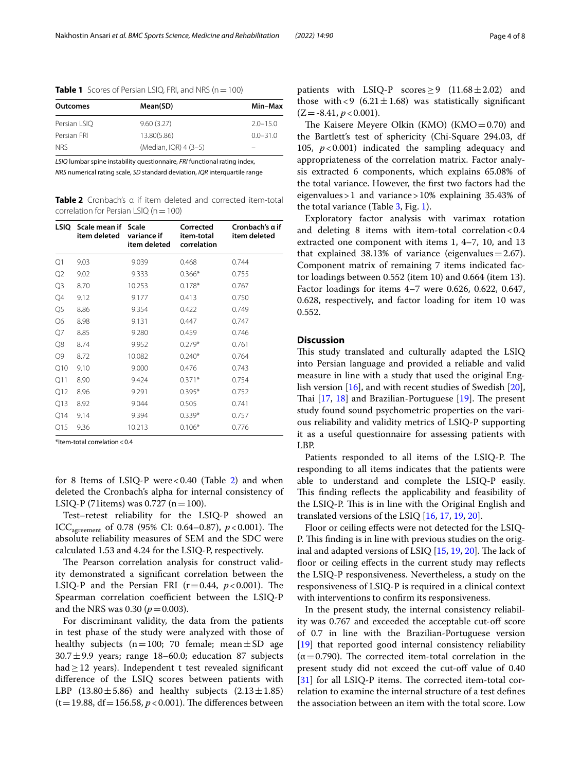**Table 1** Scores of Persian LSIQ, FRI, and NRS (n = 100)

| Outcomes | Mean(SD) | Min–Max |
|---|---|---|
| Persian LSIQ | 9.60 (3.27) | 2.0–15.0 |
| Persian FRI | 13.80(5.86) | 0.0–31.0 |
| NRS | (Median, IQR) 4 (3–5) | – |

*LSIQ* lumbar spine instability questionnaire, *FRI* functional rating index, *NRS* numerical rating scale, *SD* standard deviation, *IQR* interquartile range

**Table 2** Cronbach's α if item deleted and corrected item-total correlation for Persian LSIQ (n = 100)

| LSIQ | Scale mean if item deleted | Scale variance if item deleted | Corrected item-total correlation | Cronbach's α if item deleted |
|---|---|---|---|---|
| Q1 | 9.03 | 9.039 | 0.468 | 0.744 |
| Q2 | 9.02 | 9.333 | 0.366* | 0.755 |
| Q3 | 8.70 | 10.253 | 0.178* | 0.767 |
| Q4 | 9.12 | 9.177 | 0.413 | 0.750 |
| Q5 | 8.86 | 9.354 | 0.422 | 0.749 |
| Q6 | 8.98 | 9.131 | 0.447 | 0.747 |
| Q7 | 8.85 | 9.280 | 0.459 | 0.746 |
| Q8 | 8.74 | 9.952 | 0.279* | 0.761 |
| Q9 | 8.72 | 10.082 | 0.240* | 0.764 |
| Q10 | 9.10 | 9.000 | 0.476 | 0.743 |
| Q11 | 8.90 | 9.424 | 0.371* | 0.754 |
| Q12 | 8.96 | 9.291 | 0.395* | 0.752 |
| Q13 | 8.92 | 9.044 | 0.505 | 0.741 |
| Q14 | 9.14 | 9.394 | 0.339* | 0.757 |
| Q15 | 9.36 | 10.213 | 0.106* | 0.776 |

*Item-total correlation < 0.4

for 8 Items of LSIQ-P were < 0.40 (Table 2) and when deleted the Cronbach's alpha for internal consistency of LSIQ-P (71items) was 0.727 (n = 100).

Test–retest reliability for the LSIQ-P showed an $ICC_{agreement}$ of 0.78 (95% CI: 0.64–0.87), $p < 0.001$). The absolute reliability measures of SEM and the SDC were calculated 1.53 and 4.24 for the LSIQ-P, respectively.

The Pearson correlation analysis for construct validity demonstrated a significant correlation between the LSIQ-P and the Persian FRI ($r = 0.44$, $p < 0.001$). The Spearman correlation coefficient between the LSIQ-P and the NRS was 0.30 ($p = 0.003$).

For discriminant validity, the data from the patients in test phase of the study were analyzed with those of healthy subjects (n = 100; 70 female; mean ± SD age 30.7 ± 9.9 years; range 18–60.0; education 87 subjects had ≥ 12 years). Independent t test revealed significant difference of the LSIQ scores between patients with LBP (13.80 ± 5.86) and healthy subjects (2.13 ± 1.85) ($t = 19.88$, $df = 156.58$, $p < 0.001$). The differences between patients with LSIQ-P scores ≥ 9 (11.68 ± 2.02) and those with < 9 (6.21 ± 1.68) was statistically significant ($Z = -8.41$, $p < 0.001$).

The Kaisere Meyere Olkin (KMO) (KMO = 0.70) and the Bartlett's test of sphericity (Chi-Square 294.03, df 105, $p < 0.001$) indicated the sampling adequacy and appropriateness of the correlation matrix. Factor analysis extracted 6 components, which explains 65.08% of the total variance. However, the first two factors had the eigenvalues > 1 and variance > 10% explaining 35.43% of the total variance (Table 3, Fig. 1).

Exploratory factor analysis with varimax rotation and deleting 8 items with item-total correlation < 0.4 extracted one component with items 1, 4–7, 10, and 13 that explained 38.13% of variance (eigenvalues = 2.67). Component matrix of remaining 7 items indicated factor loadings between 0.552 (item 10) and 0.664 (item 13). Factor loadings for items 4–7 were 0.626, 0.622, 0.647, 0.628, respectively, and factor loading for item 10 was 0.552.

## Discussion

This study translated and culturally adapted the LSIQ into Persian language and provided a reliable and valid measure in line with a study that used the original English version [16], and with recent studies of Swedish [20], Thai [17, 18] and Brazilian-Portuguese [19]. The present study found sound psychometric properties on the various reliability and validity metrics of LSIQ-P supporting it as a useful questionnaire for assessing patients with LBP.

Patients responded to all items of the LSIQ-P. The responding to all items indicates that the patients were able to understand and complete the LSIQ-P easily. This finding reflects the applicability and feasibility of the LSIQ-P. This is in line with the Original English and translated versions of the LSIQ [16, 17, 19, 20].

Floor or ceiling effects were not detected for the LSIQ-P. This finding is in line with previous studies on the original and adapted versions of LSIQ [15, 19, 20]. The lack of floor or ceiling effects in the current study may reflects the LSIQ-P responsiveness. Nevertheless, a study on the responsiveness of LSIQ-P is required in a clinical context with interventions to confirm its responsiveness.

In the present study, the internal consistency reliability was 0.767 and exceeded the acceptable cut-off score of 0.7 in line with the Brazilian-Portuguese version [19] that reported good internal consistency reliability (α = 0.790). The corrected item-total correlation in the present study did not exceed the cut-off value of 0.40 [31] for all LSIQ-P items. The corrected item-total correlation to examine the internal structure of a test defines the association between an item with the total score. Low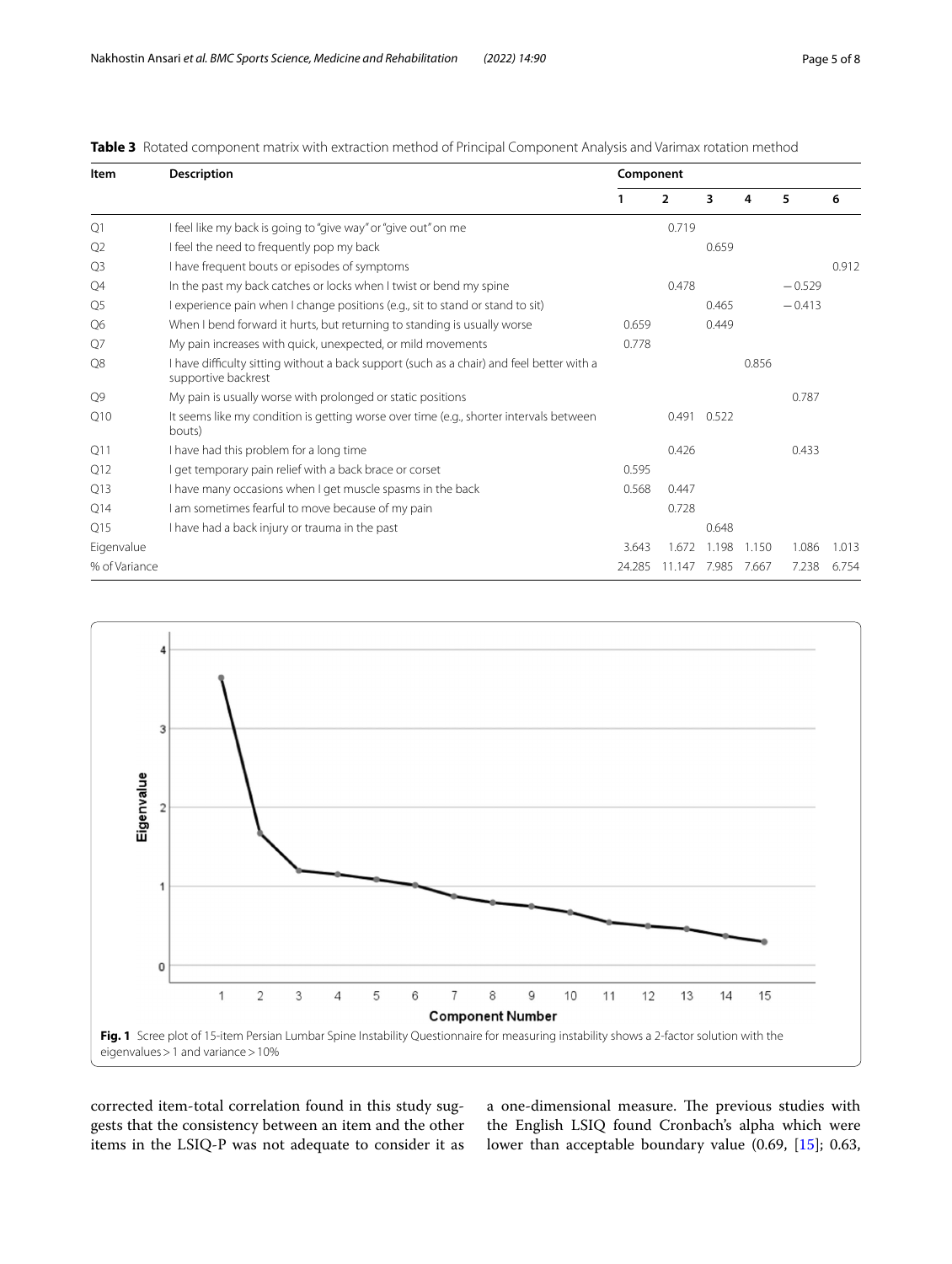**Table 3** Rotated component matrix with extraction method of Principal Component Analysis and Varimax rotation method

| Item | Description | Component | | | | | |
|---|---|---|---|---|---|---|---|
| | | 1 | 2 | 3 | 4 | 5 | 6 |
| Q1 | I feel like my back is going to "give way" or "give out" on me | | 0.719 | | | | |
| Q2 | I feel the need to frequently pop my back | | | 0.659 | | | |
| Q3 | I have frequent bouts or episodes of symptoms | | | | | | 0.912 |
| Q4 | In the past my back catches or locks when I twist or bend my spine | | 0.478 | | | −0.529 | |
| Q5 | I experience pain when I change positions (e.g., sit to stand or stand to sit) | | | 0.465 | | −0.413 | |
| Q6 | When I bend forward it hurts, but returning to standing is usually worse | 0.659 | | 0.449 | | | |
| Q7 | My pain increases with quick, unexpected, or mild movements | 0.778 | | | | | |
| Q8 | I have difficulty sitting without a back support (such as a chair) and feel better with a supportive backrest | | | | 0.856 | | |
| Q9 | My pain is usually worse with prolonged or static positions | | | | | 0.787 | |
| Q10 | It seems like my condition is getting worse over time (e.g., shorter intervals between bouts) | | 0.491 | 0.522 | | | |
| Q11 | I have had this problem for a long time | | 0.426 | | | 0.433 | |
| Q12 | I get temporary pain relief with a back brace or corset | 0.595 | | | | | |
| Q13 | I have many occasions when I get muscle spasms in the back | 0.568 | 0.447 | | | | |
| Q14 | I am sometimes fearful to move because of my pain | | 0.728 | | | | |
| Q15 | I have had a back injury or trauma in the past | | | 0.648 | | | |
| Eigenvalue | | 3.643 | 1.672 | 1.198 | 1.150 | 1.086 | 1.013 |
| % of Variance | | 24.285 | 11.147 | 7.985 | 7.667 | 7.238 | 6.754 |

**Fig. 1** Scree plot of 15-item Persian Lumbar Spine Instability Questionnaire for measuring instability shows a 2-factor solution with the eigenvalues > 1 and variance > 10%

corrected item-total correlation found in this study suggests that the consistency between an item and the other items in the LSIQ-P was not adequate to consider it as a one-dimensional measure. The previous studies with the English LSIQ found Cronbach's alpha which were lower than acceptable boundary value (0.69, [15]; 0.63,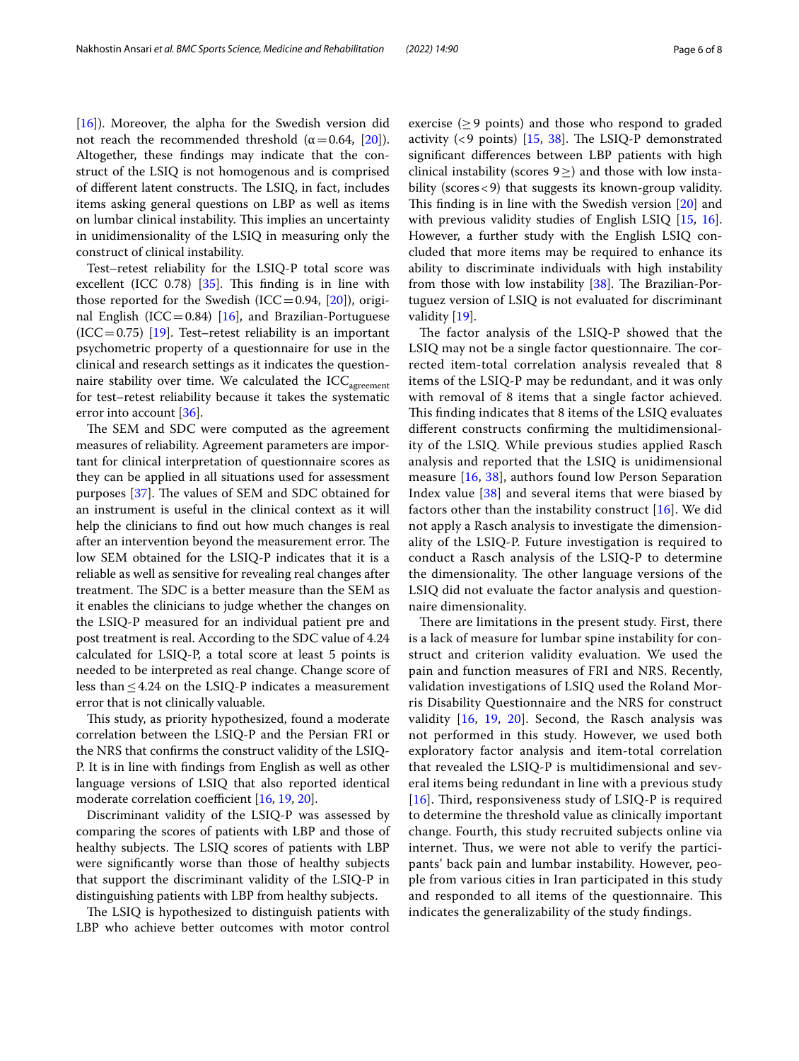[16]). Moreover, the alpha for the Swedish version did not reach the recommended threshold ($\alpha = 0.64$, [20]). Altogether, these findings may indicate that the construct of the LSIQ is not homogenous and is comprised of different latent constructs. The LSIQ, in fact, includes items asking general questions on LBP as well as items on lumbar clinical instability. This implies an uncertainty in unidimensionality of the LSIQ in measuring only the construct of clinical instability.

Test–retest reliability for the LSIQ-P total score was excellent (ICC 0.78) [35]. This finding is in line with those reported for the Swedish (ICC = 0.94, [20]), original English (ICC = 0.84) [16], and Brazilian-Portuguese (ICC = 0.75) [19]. Test–retest reliability is an important psychometric property of a questionnaire for use in the clinical and research settings as it indicates the questionnaire stability over time. We calculated the $ICC_{agreement}$ for test–retest reliability because it takes the systematic error into account [36].

The SEM and SDC were computed as the agreement measures of reliability. Agreement parameters are important for clinical interpretation of questionnaire scores as they can be applied in all situations used for assessment purposes [37]. The values of SEM and SDC obtained for an instrument is useful in the clinical context as it will help the clinicians to find out how much changes is real after an intervention beyond the measurement error. The low SEM obtained for the LSIQ-P indicates that it is a reliable as well as sensitive for revealing real changes after treatment. The SDC is a better measure than the SEM as it enables the clinicians to judge whether the changes on the LSIQ-P measured for an individual patient pre and post treatment is real. According to the SDC value of 4.24 calculated for LSIQ-P, a total score at least 5 points is needed to be interpreted as real change. Change score of less than ≤ 4.24 on the LSIQ-P indicates a measurement error that is not clinically valuable.

This study, as priority hypothesized, found a moderate correlation between the LSIQ-P and the Persian FRI or the NRS that confirms the construct validity of the LSIQ-P. It is in line with findings from English as well as other language versions of LSIQ that also reported identical moderate correlation coefficient [16, 19, 20].

Discriminant validity of the LSIQ-P was assessed by comparing the scores of patients with LBP and those of healthy subjects. The LSIQ scores of patients with LBP were significantly worse than those of healthy subjects that support the discriminant validity of the LSIQ-P in distinguishing patients with LBP from healthy subjects.

The LSIQ is hypothesized to distinguish patients with LBP who achieve better outcomes with motor control exercise (≥ 9 points) and those who respond to graded activity (< 9 points) [15, 38]. The LSIQ-P demonstrated significant differences between LBP patients with high clinical instability (scores 9 ≥) and those with low instability (scores < 9) that suggests its known-group validity. This finding is in line with the Swedish version [20] and with previous validity studies of English LSIQ [15, 16]. However, a further study with the English LSIQ concluded that more items may be required to enhance its ability to discriminate individuals with high instability from those with low instability [38]. The Brazilian-Portuguez version of LSIQ is not evaluated for discriminant validity [19].

The factor analysis of the LSIQ-P showed that the LSIQ may not be a single factor questionnaire. The corrected item-total correlation analysis revealed that 8 items of the LSIQ-P may be redundant, and it was only with removal of 8 items that a single factor achieved. This finding indicates that 8 items of the LSIQ evaluates different constructs confirming the multidimensionality of the LSIQ. While previous studies applied Rasch analysis and reported that the LSIQ is unidimensional measure [16, 38], authors found low Person Separation Index value [38] and several items that were biased by factors other than the instability construct [16]. We did not apply a Rasch analysis to investigate the dimensionality of the LSIQ-P. Future investigation is required to conduct a Rasch analysis of the LSIQ-P to determine the dimensionality. The other language versions of the LSIQ did not evaluate the factor analysis and questionnaire dimensionality.

There are limitations in the present study. First, there is a lack of measure for lumbar spine instability for construct and criterion validity evaluation. We used the pain and function measures of FRI and NRS. Recently, validation investigations of LSIQ used the Roland Morris Disability Questionnaire and the NRS for construct validity [16, 19, 20]. Second, the Rasch analysis was not performed in this study. However, we used both exploratory factor analysis and item-total correlation that revealed the LSIQ-P is multidimensional and several items being redundant in line with a previous study [16]. Third, responsiveness study of LSIQ-P is required to determine the threshold value as clinically important change. Fourth, this study recruited subjects online via internet. Thus, we were not able to verify the participants' back pain and lumbar instability. However, people from various cities in Iran participated in this study and responded to all items of the questionnaire. This indicates the generalizability of the study findings.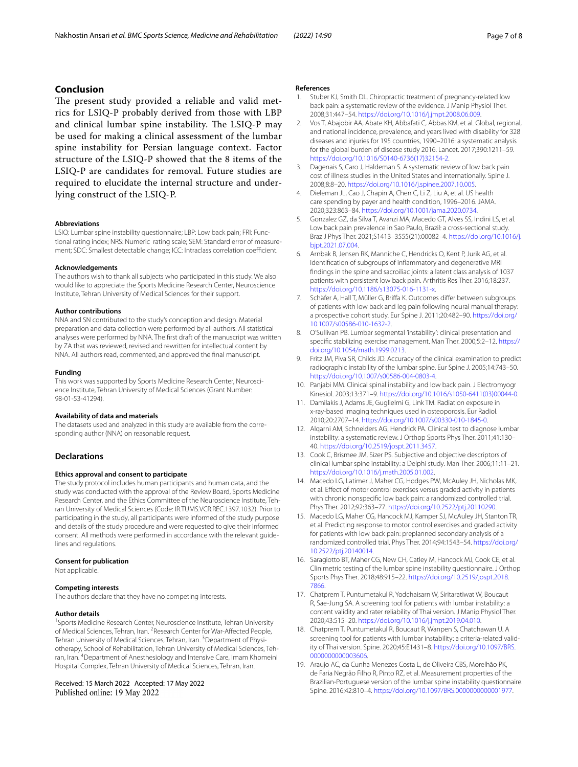## Conclusion

The present study provided a reliable and valid metrics for LSIQ-P probably derived from those with LBP and clinical lumbar spine instability. The LSIQ-P may be used for making a clinical assessment of the lumbar spine instability for Persian language context. Factor structure of the LSIQ-P showed that the 8 items of the LSIQ-P are candidates for removal. Future studies are required to elucidate the internal structure and underlying construct of the LSIQ-P.

#### Abbreviations

LSIQ: Lumbar spine instability questionnaire; LBP: Low back pain; FRI: Functional rating index; NRS: Numeric rating scale; SEM: Standard error of measurement; SDC: Smallest detectable change; ICC: Intraclass correlation coefficient.

#### Acknowledgements

The authors wish to thank all subjects who participated in this study. We also would like to appreciate the Sports Medicine Research Center, Neuroscience Institute, Tehran University of Medical Sciences for their support.

#### Author contributions

NNA and SN contributed to the study's conception and design. Material preparation and data collection were performed by all authors. All statistical analyses were performed by NNA. The first draft of the manuscript was written by ZA that was reviewed, revised and rewritten for intellectual content by NNA. All authors read, commented, and approved the final manuscript.

#### Funding

This work was supported by Sports Medicine Research Center, Neuroscience Institute, Tehran University of Medical Sciences (Grant Number: 98-01-53-41294).

#### Availability of data and materials

The datasets used and analyzed in this study are available from the corresponding author (NNA) on reasonable request.

## Declarations

#### Ethics approval and consent to participate

The study protocol includes human participants and human data, and the study was conducted with the approval of the Review Board, Sports Medicine Research Center, and the Ethics Committee of the Neuroscience Institute, Tehran University of Medical Sciences (Code: IR.TUMS.VCR.REC.1397.1032). Prior to participating in the study, all participants were informed of the study purpose and details of the study procedure and were requested to give their informed consent. All methods were performed in accordance with the relevant guidelines and regulations.

#### Consent for publication

Not applicable.

#### Competing interests

The authors declare that they have no competing interests.

#### Author details

[1]Sports Medicine Research Center, Neuroscience Institute, Tehran University of Medical Sciences, Tehran, Iran. [2]Research Center for War-Affected People, Tehran University of Medical Sciences, Tehran, Iran. [3]Department of Physiotherapy, School of Rehabilitation, Tehran University of Medical Sciences, Tehran, Iran. [4]Department of Anesthesiology and Intensive Care, Imam Khomeini Hospital Complex, Tehran University of Medical Sciences, Tehran, Iran.

Received: 15 March 2022 Accepted: 17 May 2022
Published online: 19 May 2022

#### References

1. Stuber KJ, Smith DL. Chiropractic treatment of pregnancy-related low back pain: a systematic review of the evidence. J Manip Physiol Ther. 2008;31:447–54. https://doi.org/10.1016/j.jmpt.2008.06.009.
2. Vos T, Abajobir AA, Abate KH, Abbafati C, Abbas KM, et al. Global, regional, and national incidence, prevalence, and years lived with disability for 328 diseases and injuries for 195 countries, 1990–2016: a systematic analysis for the global burden of disease study 2016. Lancet. 2017;390:1211–59. https://doi.org/10.1016/S0140-6736(17)32154-2.
3. Dagenais S, Caro J, Haldeman S. A systematic review of low back pain cost of illness studies in the United States and internationally. Spine J. 2008;8:8–20. https://doi.org/10.1016/j.spinee.2007.10.005.
4. Dieleman JL, Cao J, Chapin A, Chen C, Li Z, Liu A, et al. US health care spending by payer and health condition, 1996–2016. JAMA. 2020;323:863–84. https://doi.org/10.1001/jama.2020.0734.
5. Gonzalez GZ, da Silva T, Avanzi MA, Macedo GT, Alves SS, Indini LS, et al. Low back pain prevalence in Sao Paulo, Brazil: a cross-sectional study. Braz J Phys Ther. 2021;S1413–3555(21):00082–4. https://doi.org/10.1016/j.bjpt.2021.07.004.
6. Arnbak B, Jensen RK, Manniche C, Hendricks O, Kent P, Jurik AG, et al. Identification of subgroups of inflammatory and degenerative MRI findings in the spine and sacroiliac joints: a latent class analysis of 1037 patients with persistent low back pain. Arthritis Res Ther. 2016;18:237. https://doi.org/10.1186/s13075-016-1131-x.
7. Schäfer A, Hall T, Müller G, Briffa K. Outcomes differ between subgroups of patients with low back and leg pain following neural manual therapy: a prospective cohort study. Eur Spine J. 2011;20:482–90. https://doi.org/10.1007/s00586-010-1632-2.
8. O'Sullivan PB. Lumbar segmental 'instability': clinical presentation and specific stabilizing exercise management. Man Ther. 2000;5:2–12. https://doi.org/10.1054/math.1999.0213.
9. Fritz JM, Piva SR, Childs JD. Accuracy of the clinical examination to predict radiographic instability of the lumbar spine. Eur Spine J. 2005;14:743–50. https://doi.org/10.1007/s00586-004-0803-4.
10. Panjabi MM. Clinical spinal instability and low back pain. J Electromyogr Kinesiol. 2003;13:371–9. https://doi.org/10.1016/s1050-6411(03)00044-0.
11. Damilakis J, Adams JE, Guglielmi G, Link TM. Radiation exposure in x-ray-based imaging techniques used in osteoporosis. Eur Radiol. 2010;20:2707–14. https://doi.org/10.1007/s00330-010-1845-0.
12. Alqarni AM, Schneiders AG, Hendrick PA. Clinical test to diagnose lumbar instability: a systematic review. J Orthop Sports Phys Ther. 2011;41:130–40. https://doi.org/10.2519/jospt.2011.3457.
13. Cook C, Brismee JM, Sizer PS. Subjective and objective descriptors of clinical lumbar spine instability: a Delphi study. Man Ther. 2006;11:11–21. https://doi.org/10.1016/j.math.2005.01.002.
14. Macedo LG, Latimer J, Maher CG, Hodges PW, McAuley JH, Nicholas MK, et al. Effect of motor control exercises versus graded activity in patients with chronic nonspecific low back pain: a randomized controlled trial. Phys Ther. 2012;92:363–77. https://doi.org/10.2522/ptj.20110290.
15. Macedo LG, Maher CG, Hancock MJ, Kamper SJ, McAuley JH, Stanton TR, et al. Predicting response to motor control exercises and graded activity for patients with low back pain: preplanned secondary analysis of a randomized controlled trial. Phys Ther. 2014;94:1543–54. https://doi.org/10.2522/ptj.20140014.
16. Saragiotto BT, Maher CG, New CH, Catley M, Hancock MJ, Cook CE, et al. Clinimetric testing of the lumbar spine instability questionnaire. J Orthop Sports Phys Ther. 2018;48:915–22. https://doi.org/10.2519/jospt.2018.7866.
17. Chatprem T, Puntumetakul R, Yodchaisarn W, Siritaratiwat W, Boucaut R, Sae-Jung SA. A screening tool for patients with lumbar instability: a content validity and rater reliability of Thai version. J Manip Physiol Ther. 2020;43:515–20. https://doi.org/10.1016/j.jmpt.2019.04.010.
18. Chatprem T, Puntumetakul R, Boucaut R, Wanpen S, Chatchawan U. A screening tool for patients with lumbar instability: a criteria-related validity of Thai version. Spine. 2020;45:E1431–8. https://doi.org/10.1097/BRS.0000000000003606.
19. Araujo AC, da Cunha Menezes Costa L, de Oliveira CBS, Morelhão PK, de Faria Negrão Filho R, Pinto RZ, et al. Measurement properties of the Brazilian-Portuguese version of the lumbar spine instability questionnaire. Spine. 2016;42:810–4. https://doi.org/10.1097/BRS.0000000000001977.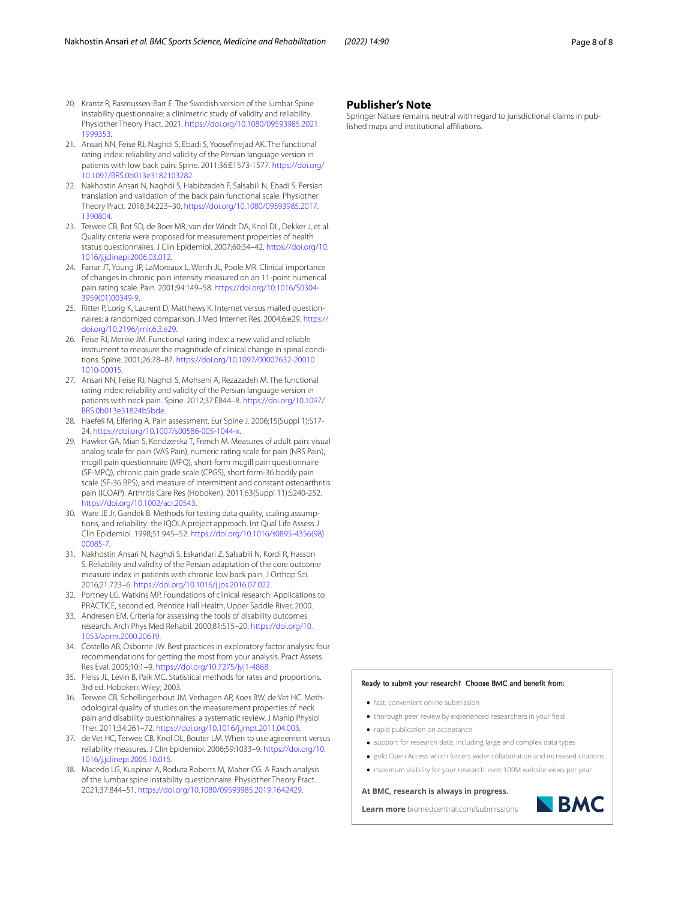20. Krantz R, Rasmussen-Barr E. The Swedish version of the lumbar Spine instability questionnaire: a clinimetric study of validity and reliability. Physiother Theory Pract. 2021. https://doi.org/10.1080/09593985.2021.1999353.
21. Ansari NN, Feise RJ, Naghdi S, Ebadi S, Yoosefinejad AK. The functional rating index: reliability and validity of the Persian language version in patients with low back pain. Spine. 2011;36:E1573-1577. https://doi.org/10.1097/BRS.0b013e3182103282.
22. Nakhostin Ansari N, Naghdi S, Habibzadeh F, Salsabili N, Ebadi S. Persian translation and validation of the back pain functional scale. Physiother Theory Pract. 2018;34:223–30. https://doi.org/10.1080/09593985.2017.1390804.
23. Terwee CB, Bot SD, de Boer MR, van der Windt DA, Knol DL, Dekker J, et al. Quality criteria were proposed for measurement properties of health status questionnaires. J Clin Epidemiol. 2007;60:34–42. https://doi.org/10.1016/j.jclinepi.2006.03.012.
24. Farrar JT, Young JP, LaMoreaux L, Werth JL, Poole MR. Clinical importance of changes in chronic pain intensity measured on an 11-point numerical pain rating scale. Pain. 2001;94:149–58. https://doi.org/10.1016/S0304-3959(01)00349-9.
25. Ritter P, Lorig K, Laurent D, Matthews K. Internet versus mailed questionnaires: a randomized comparison. J Med Internet Res. 2004;6:e29. https://doi.org/10.2196/jmir.6.3.e29.
26. Feise RJ, Menke JM. Functional rating index: a new valid and reliable instrument to measure the magnitude of clinical change in spinal conditions. Spine. 2001;26:78–87. https://doi.org/10.1097/00007632-200101010-00015.
27. Ansari NN, Feise RJ, Naghdi S, Mohseni A, Rezazadeh M. The functional rating index: reliability and validity of the Persian language version in patients with neck pain. Spine. 2012;37:E844–8. https://doi.org/10.1097/BRS.0b013e31824b5bde.
28. Haefeli M, Elfering A. Pain assessment. Eur Spine J. 2006;15(Suppl 1):S17-24. https://doi.org/10.1007/s00586-005-1044-x.
29. Hawker GA, Mian S, Kendzerska T, French M. Measures of adult pain: visual analog scale for pain (VAS Pain), numeric rating scale for pain (NRS Pain), mcgill pain questionnaire (MPQ), short-form mcgill pain questionnaire (SF-MPQ), chronic pain grade scale (CPGS), short form-36 bodily pain scale (SF-36 BPS), and measure of intermittent and constant osteoarthritis pain (ICOAP). Arthritis Care Res (Hoboken). 2011;63(Suppl 11):S240-252. https://doi.org/10.1002/acr.20543.
30. Ware JE Jr, Gandek B. Methods for testing data quality, scaling assumptions, and reliability: the IQOLA project approach. Int Qual Life Assess J Clin Epidemiol. 1998;51:945–52. https://doi.org/10.1016/s0895-4356(98)00085-7.
31. Nakhostin Ansari N, Naghdi S, Eskandari Z, Salsabili N, Kordi R, Hasson S. Reliability and validity of the Persian adaptation of the core outcome measure index in patients with chronic low back pain. J Orthop Sci. 2016;21:723–6. https://doi.org/10.1016/j.jos.2016.07.022.
32. Portney LG. Watkins MP. Foundations of clinical research: Applications to PRACTICE, second ed. Prentice Hall Health, Upper Saddle River, 2000.
33. Andresen EM. Criteria for assessing the tools of disability outcomes research. Arch Phys Med Rehabil. 2000;81:S15–20. https://doi.org/10.1053/apmr.2000.20619.
34. Costello AB, Osborne JW. Best practices in exploratory factor analysis: four recommendations for getting the most from your analysis. Pract Assess Res Eval. 2005;10:1–9. https://doi.org/10.7275/jyj1-4868.
35. Fleiss JL, Levin B, Paik MC. Statistical methods for rates and proportions. 3rd ed. Hoboken: Wiley; 2003.
36. Terwee CB, Schellingerhout JM, Verhagen AP, Koes BW, de Vet HC. Methodological quality of studies on the measurement properties of neck pain and disability questionnaires: a systematic review. J Manip Physiol Ther. 2011;34:261–72. https://doi.org/10.1016/j.jmpt.2011.04.003.
37. de Vet HC, Terwee CB, Knol DL, Bouter LM. When to use agreement versus reliability measures. J Clin Epidemiol. 2006;59:1033–9. https://doi.org/10.1016/j.jclinepi.2005.10.015.
38. Macedo LG, Kuspinar A, Roduta Roberts M, Maher CG. A Rasch analysis of the lumbar spine instability questionnaire. Physiother Theory Pract. 2021;37:844–51. https://doi.org/10.1080/09593985.2019.1642429.

## Publisher's Note

Springer Nature remains neutral with regard to jurisdictional claims in published maps and institutional affiliations.

Ready to submit your research? Choose BMC and benefit from:

- fast, convenient online submission
- thorough peer review by experienced researchers in your field
- rapid publication on acceptance
- support for research data, including large and complex data types
- gold Open Access which fosters wider collaboration and increased citations
- maximum visibility for your research: over 100M website views per year

**At BMC, research is always in progress.**

**Learn more** biomedcentral.com/submissions

BMC